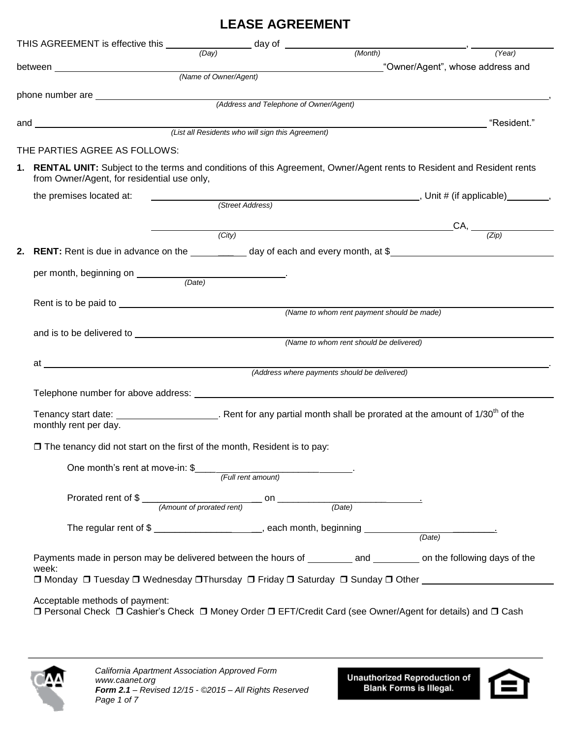# LEASE AGREEMENT

THIS AGREEMENT is effective this ________________ day of ________________________________, ______________
*(Day)* *(Month)* *(Year)*

between ____________________________________________________________ "Owner/Agent", whose address and
*(Name of Owner/Agent)*

phone number are ____________________________________________________________________________,
*(Address and Telephone of Owner/Agent)*

and ____________________________________________________________________________ "Resident."
*(List all Residents who will sign this Agreement)*

THE PARTIES AGREE AS FOLLOWS:

1. **RENTAL UNIT:** Subject to the terms and conditions of this Agreement, Owner/Agent rents to Resident and Resident rents from Owner/Agent, for residential use only,

   the premises located at: ____________________________________________, Unit # (if applicable)________,
   *(Street Address)*

   ____________________________________________________________ CA, ______________
   *(City)* *(Zip)*

2. **RENT:** Rent is due in advance on the __________ day of each and every month, at $______________________________

   per month, beginning on ____________________________.
   *(Date)*

   Rent is to be paid to ____________________________________________________________________________
   *(Name to whom rent payment should be made)*

   and is to be delivered to ____________________________________________________________________________
   *(Name to whom rent should be delivered)*

   at ____________________________________________________________________________.
   *(Address where payments should be delivered)*

   Telephone number for above address: ____________________________________________________________

   Tenancy start date: ____________________. Rent for any partial month shall be prorated at the amount of 1/30th of the monthly rent per day.

   ❐ The tenancy did not start on the first of the month, Resident is to pay:

   One month's rent at move-in: $______________________________.
   *(Full rent amount)*

   Prorated rent of $ ________________________ on ____________________________.
   *(Amount of prorated rent)* *(Date)*

   The regular rent of $ ______________________, each month, beginning __________________________.
   *(Date)*

   Payments made in person may be delivered between the hours of ________ and ________ on the following days of the week:
   ❐ Monday ❐ Tuesday ❐ Wednesday ❐ Thursday ❐ Friday ❐ Saturday ❐ Sunday ❐ Other ______________________

   Acceptable methods of payment:
   ❐ Personal Check ❐ Cashier's Check ❐ Money Order ❐ EFT/Credit Card (see Owner/Agent for details) and ❐ Cash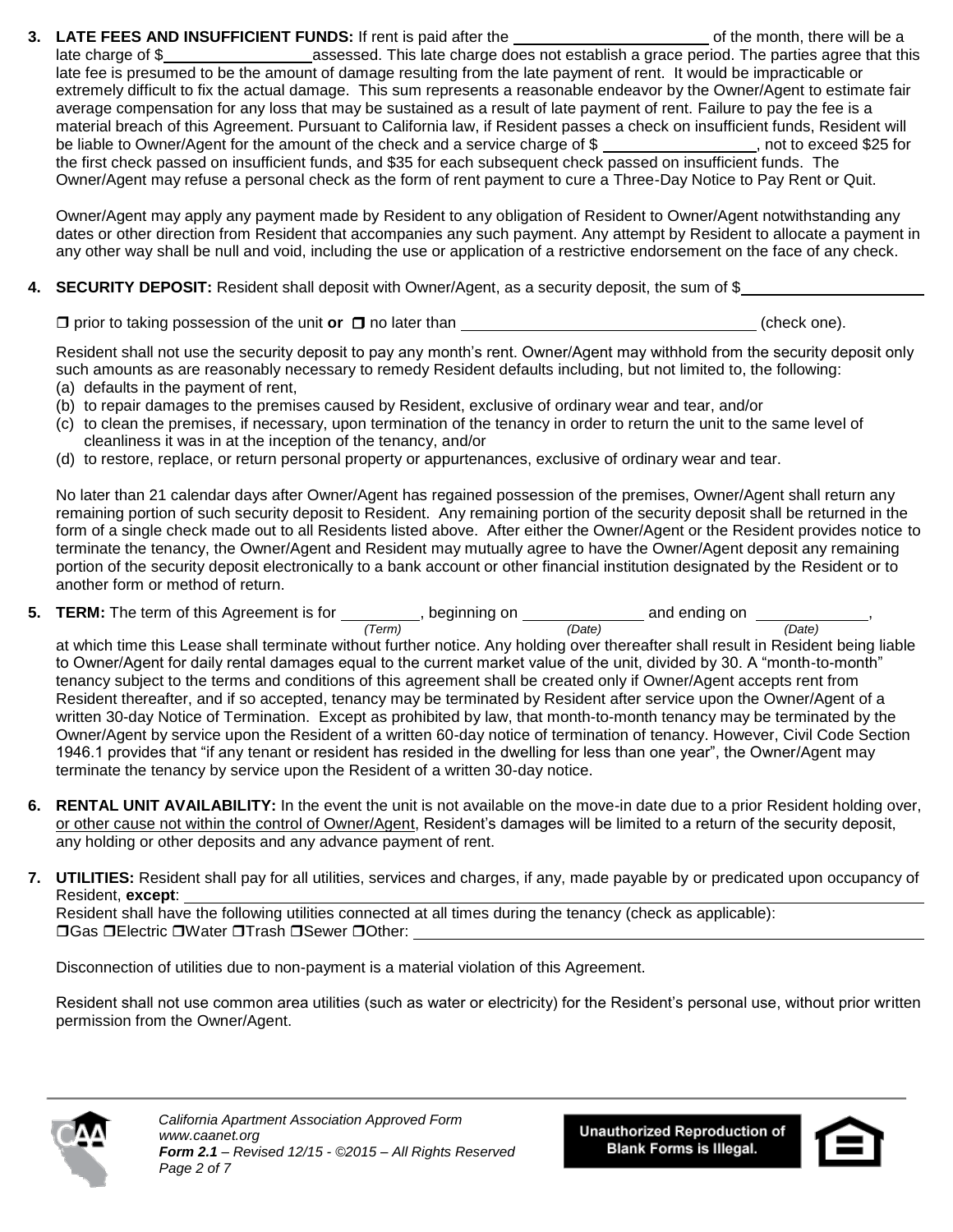**3. LATE FEES AND INSUFFICIENT FUNDS:** If rent is paid after the ______________________ of the month, there will be a late charge of $_________________ assessed. This late charge does not establish a grace period. The parties agree that this late fee is presumed to be the amount of damage resulting from the late payment of rent. It would be impracticable or extremely difficult to fix the actual damage. This sum represents a reasonable endeavor by the Owner/Agent to estimate fair average compensation for any loss that may be sustained as a result of late payment of rent. Failure to pay the fee is a material breach of this Agreement. Pursuant to California law, if Resident passes a check on insufficient funds, Resident will be liable to Owner/Agent for the amount of the check and a service charge of $ _________________, not to exceed $25 for the first check passed on insufficient funds, and $35 for each subsequent check passed on insufficient funds. The Owner/Agent may refuse a personal check as the form of rent payment to cure a Three-Day Notice to Pay Rent or Quit.

Owner/Agent may apply any payment made by Resident to any obligation of Resident to Owner/Agent notwithstanding any dates or other direction from Resident that accompanies any such payment. Any attempt by Resident to allocate a payment in any other way shall be null and void, including the use or application of a restrictive endorsement on the face of any check.

**4. SECURITY DEPOSIT:** Resident shall deposit with Owner/Agent, as a security deposit, the sum of $_____________________

❒ prior to taking possession of the unit **or** ❒ no later than __________________________________ (check one).

Resident shall not use the security deposit to pay any month's rent. Owner/Agent may withhold from the security deposit only such amounts as are reasonably necessary to remedy Resident defaults including, but not limited to, the following:

(a) defaults in the payment of rent,
(b) to repair damages to the premises caused by Resident, exclusive of ordinary wear and tear, and/or
(c) to clean the premises, if necessary, upon termination of the tenancy in order to return the unit to the same level of cleanliness it was in at the inception of the tenancy, and/or
(d) to restore, replace, or return personal property or appurtenances, exclusive of ordinary wear and tear.

No later than 21 calendar days after Owner/Agent has regained possession of the premises, Owner/Agent shall return any remaining portion of such security deposit to Resident. Any remaining portion of the security deposit shall be returned in the form of a single check made out to all Residents listed above. After either the Owner/Agent or the Resident provides notice to terminate the tenancy, the Owner/Agent and Resident may mutually agree to have the Owner/Agent deposit any remaining portion of the security deposit electronically to a bank account or other financial institution designated by the Resident or to another form or method of return.

**5. TERM:** The term of this Agreement is for _________ *(Term)*, beginning on ______________ *(Date)* and ending on _____________ *(Date)*, at which time this Lease shall terminate without further notice. Any holding over thereafter shall result in Resident being liable to Owner/Agent for daily rental damages equal to the current market value of the unit, divided by 30. A "month-to-month" tenancy subject to the terms and conditions of this agreement shall be created only if Owner/Agent accepts rent from Resident thereafter, and if so accepted, tenancy may be terminated by Resident after service upon the Owner/Agent of a written 30-day Notice of Termination. Except as prohibited by law, that month-to-month tenancy may be terminated by the Owner/Agent by service upon the Resident of a written 60-day notice of termination of tenancy. However, Civil Code Section 1946.1 provides that "if any tenant or resident has resided in the dwelling for less than one year", the Owner/Agent may terminate the tenancy by service upon the Resident of a written 30-day notice.

**6. RENTAL UNIT AVAILABILITY:** In the event the unit is not available on the move-in date due to a prior Resident holding over, <u>or other cause not within the control of Owner/Agent</u>, Resident's damages will be limited to a return of the security deposit, any holding or other deposits and any advance payment of rent.

**7. UTILITIES:** Resident shall pay for all utilities, services and charges, if any, made payable by or predicated upon occupancy of Resident, **except**: ____________________________________________

Resident shall have the following utilities connected at all times during the tenancy (check as applicable):
❒Gas ❒Electric ❒Water ❒Trash ❒Sewer ❒Other: ____________________________________________

Disconnection of utilities due to non-payment is a material violation of this Agreement.

Resident shall not use common area utilities (such as water or electricity) for the Resident's personal use, without prior written permission from the Owner/Agent.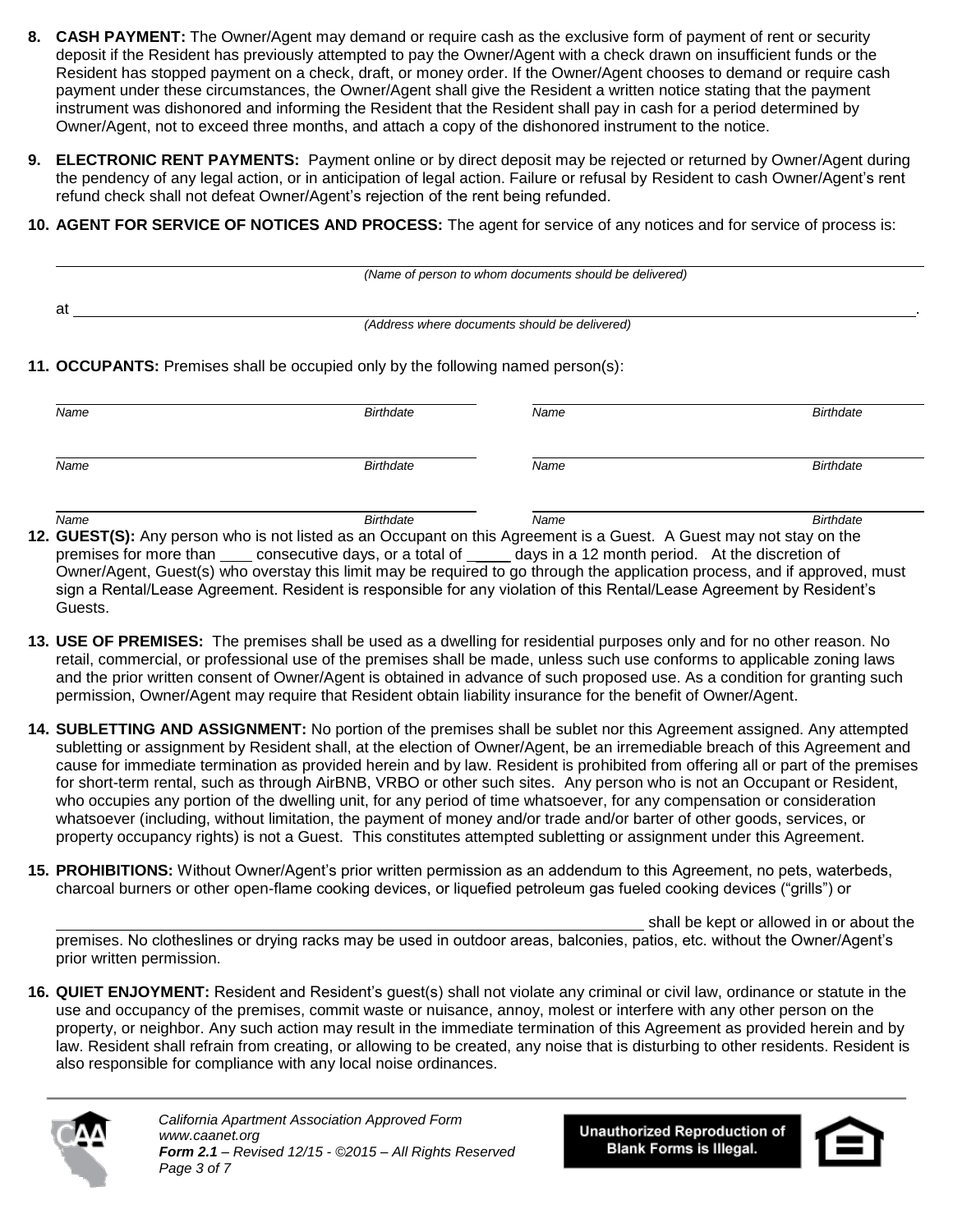8. **CASH PAYMENT:** The Owner/Agent may demand or require cash as the exclusive form of payment of rent or security deposit if the Resident has previously attempted to pay the Owner/Agent with a check drawn on insufficient funds or the Resident has stopped payment on a check, draft, or money order. If the Owner/Agent chooses to demand or require cash payment under these circumstances, the Owner/Agent shall give the Resident a written notice stating that the payment instrument was dishonored and informing the Resident that the Resident shall pay in cash for a period determined by Owner/Agent, not to exceed three months, and attach a copy of the dishonored instrument to the notice.

9. **ELECTRONIC RENT PAYMENTS:** Payment online or by direct deposit may be rejected or returned by Owner/Agent during the pendency of any legal action, or in anticipation of legal action. Failure or refusal by Resident to cash Owner/Agent's rent refund check shall not defeat Owner/Agent's rejection of the rent being refunded.

10. **AGENT FOR SERVICE OF NOTICES AND PROCESS:** The agent for service of any notices and for service of process is:

______________________________________________________________
*(Name of person to whom documents should be delivered)*

at ______________________________________________________________.
*(Address where documents should be delivered)*

11. **OCCUPANTS:** Premises shall be occupied only by the following named person(s):

| *Name* | *Birthdate* | *Name* | *Birthdate* |
|---|---|---|---|
| | | | |
| | | | |
| | | | |

12. **GUEST(S):** Any person who is not listed as an Occupant on this Agreement is a Guest. A Guest may not stay on the premises for more than ____ consecutive days, or a total of _____ days in a 12 month period. At the discretion of Owner/Agent, Guest(s) who overstay this limit may be required to go through the application process, and if approved, must sign a Rental/Lease Agreement. Resident is responsible for any violation of this Rental/Lease Agreement by Resident's Guests.

13. **USE OF PREMISES:** The premises shall be used as a dwelling for residential purposes only and for no other reason. No retail, commercial, or professional use of the premises shall be made, unless such use conforms to applicable zoning laws and the prior written consent of Owner/Agent is obtained in advance of such proposed use. As a condition for granting such permission, Owner/Agent may require that Resident obtain liability insurance for the benefit of Owner/Agent.

14. **SUBLETTING AND ASSIGNMENT:** No portion of the premises shall be sublet nor this Agreement assigned. Any attempted subletting or assignment by Resident shall, at the election of Owner/Agent, be an irremediable breach of this Agreement and cause for immediate termination as provided herein and by law. Resident is prohibited from offering all or part of the premises for short-term rental, such as through AirBNB, VRBO or other such sites. Any person who is not an Occupant or Resident, who occupies any portion of the dwelling unit, for any period of time whatsoever, for any compensation or consideration whatsoever (including, without limitation, the payment of money and/or trade and/or barter of other goods, services, or property occupancy rights) is not a Guest. This constitutes attempted subletting or assignment under this Agreement.

15. **PROHIBITIONS:** Without Owner/Agent's prior written permission as an addendum to this Agreement, no pets, waterbeds, charcoal burners or other open-flame cooking devices, or liquefied petroleum gas fueled cooking devices ("grills") or

______________________________________________________________ shall be kept or allowed in or about the premises. No clotheslines or drying racks may be used in outdoor areas, balconies, patios, etc. without the Owner/Agent's prior written permission.

16. **QUIET ENJOYMENT:** Resident and Resident's guest(s) shall not violate any criminal or civil law, ordinance or statute in the use and occupancy of the premises, commit waste or nuisance, annoy, molest or interfere with any other person on the property, or neighbor. Any such action may result in the immediate termination of this Agreement as provided herein and by law. Resident shall refrain from creating, or allowing to be created, any noise that is disturbing to other residents. Resident is also responsible for compliance with any local noise ordinances.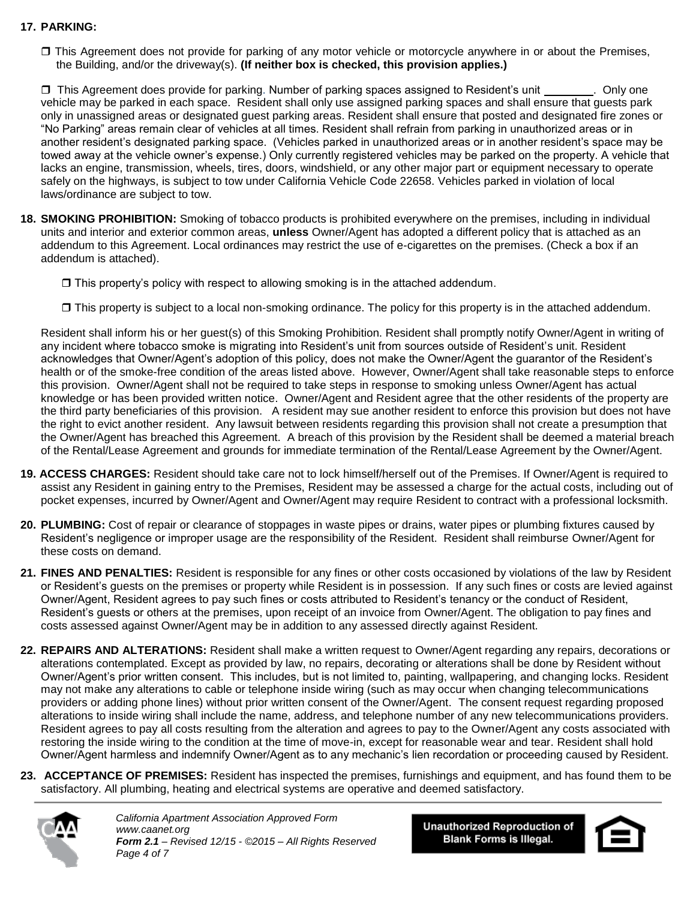**17. PARKING:**

☐ This Agreement does not provide for parking of any motor vehicle or motorcycle anywhere in or about the Premises, the Building, and/or the driveway(s). **(If neither box is checked, this provision applies.)**

☐ This Agreement does provide for parking. Number of parking spaces assigned to Resident's unit ________. Only one vehicle may be parked in each space. Resident shall only use assigned parking spaces and shall ensure that guests park only in unassigned areas or designated guest parking areas. Resident shall ensure that posted and designated fire zones or "No Parking" areas remain clear of vehicles at all times. Resident shall refrain from parking in unauthorized areas or in another resident's designated parking space. (Vehicles parked in unauthorized areas or in another resident's space may be towed away at the vehicle owner's expense.) Only currently registered vehicles may be parked on the property. A vehicle that lacks an engine, transmission, wheels, tires, doors, windshield, or any other major part or equipment necessary to operate safely on the highways, is subject to tow under California Vehicle Code 22658. Vehicles parked in violation of local laws/ordinance are subject to tow.

**18. SMOKING PROHIBITION:** Smoking of tobacco products is prohibited everywhere on the premises, including in individual units and interior and exterior common areas, **unless** Owner/Agent has adopted a different policy that is attached as an addendum to this Agreement. Local ordinances may restrict the use of e-cigarettes on the premises. (Check a box if an addendum is attached).

☐ This property's policy with respect to allowing smoking is in the attached addendum.

☐ This property is subject to a local non-smoking ordinance. The policy for this property is in the attached addendum.

Resident shall inform his or her guest(s) of this Smoking Prohibition. Resident shall promptly notify Owner/Agent in writing of any incident where tobacco smoke is migrating into Resident's unit from sources outside of Resident's unit. Resident acknowledges that Owner/Agent's adoption of this policy, does not make the Owner/Agent the guarantor of the Resident's health or of the smoke-free condition of the areas listed above. However, Owner/Agent shall take reasonable steps to enforce this provision. Owner/Agent shall not be required to take steps in response to smoking unless Owner/Agent has actual knowledge or has been provided written notice. Owner/Agent and Resident agree that the other residents of the property are the third party beneficiaries of this provision. A resident may sue another resident to enforce this provision but does not have the right to evict another resident. Any lawsuit between residents regarding this provision shall not create a presumption that the Owner/Agent has breached this Agreement. A breach of this provision by the Resident shall be deemed a material breach of the Rental/Lease Agreement and grounds for immediate termination of the Rental/Lease Agreement by the Owner/Agent.

**19. ACCESS CHARGES:** Resident should take care not to lock himself/herself out of the Premises. If Owner/Agent is required to assist any Resident in gaining entry to the Premises, Resident may be assessed a charge for the actual costs, including out of pocket expenses, incurred by Owner/Agent and Owner/Agent may require Resident to contract with a professional locksmith.

**20. PLUMBING:** Cost of repair or clearance of stoppages in waste pipes or drains, water pipes or plumbing fixtures caused by Resident's negligence or improper usage are the responsibility of the Resident. Resident shall reimburse Owner/Agent for these costs on demand.

**21. FINES AND PENALTIES:** Resident is responsible for any fines or other costs occasioned by violations of the law by Resident or Resident's guests on the premises or property while Resident is in possession. If any such fines or costs are levied against Owner/Agent, Resident agrees to pay such fines or costs attributed to Resident's tenancy or the conduct of Resident, Resident's guests or others at the premises, upon receipt of an invoice from Owner/Agent. The obligation to pay fines and costs assessed against Owner/Agent may be in addition to any assessed directly against Resident.

**22. REPAIRS AND ALTERATIONS:** Resident shall make a written request to Owner/Agent regarding any repairs, decorations or alterations contemplated. Except as provided by law, no repairs, decorating or alterations shall be done by Resident without Owner/Agent's prior written consent. This includes, but is not limited to, painting, wallpapering, and changing locks. Resident may not make any alterations to cable or telephone inside wiring (such as may occur when changing telecommunications providers or adding phone lines) without prior written consent of the Owner/Agent. The consent request regarding proposed alterations to inside wiring shall include the name, address, and telephone number of any new telecommunications providers. Resident agrees to pay all costs resulting from the alteration and agrees to pay to the Owner/Agent any costs associated with restoring the inside wiring to the condition at the time of move-in, except for reasonable wear and tear. Resident shall hold Owner/Agent harmless and indemnify Owner/Agent as to any mechanic's lien recordation or proceeding caused by Resident.

**23. ACCEPTANCE OF PREMISES:** Resident has inspected the premises, furnishings and equipment, and has found them to be satisfactory. All plumbing, heating and electrical systems are operative and deemed satisfactory.

*California Apartment Association Approved Form*
*www.caanet.org*
***Form 2.1** – Revised 12/15 - ©2015 – All Rights Reserved*

**Unauthorized Reproduction of Blank Forms is Illegal.**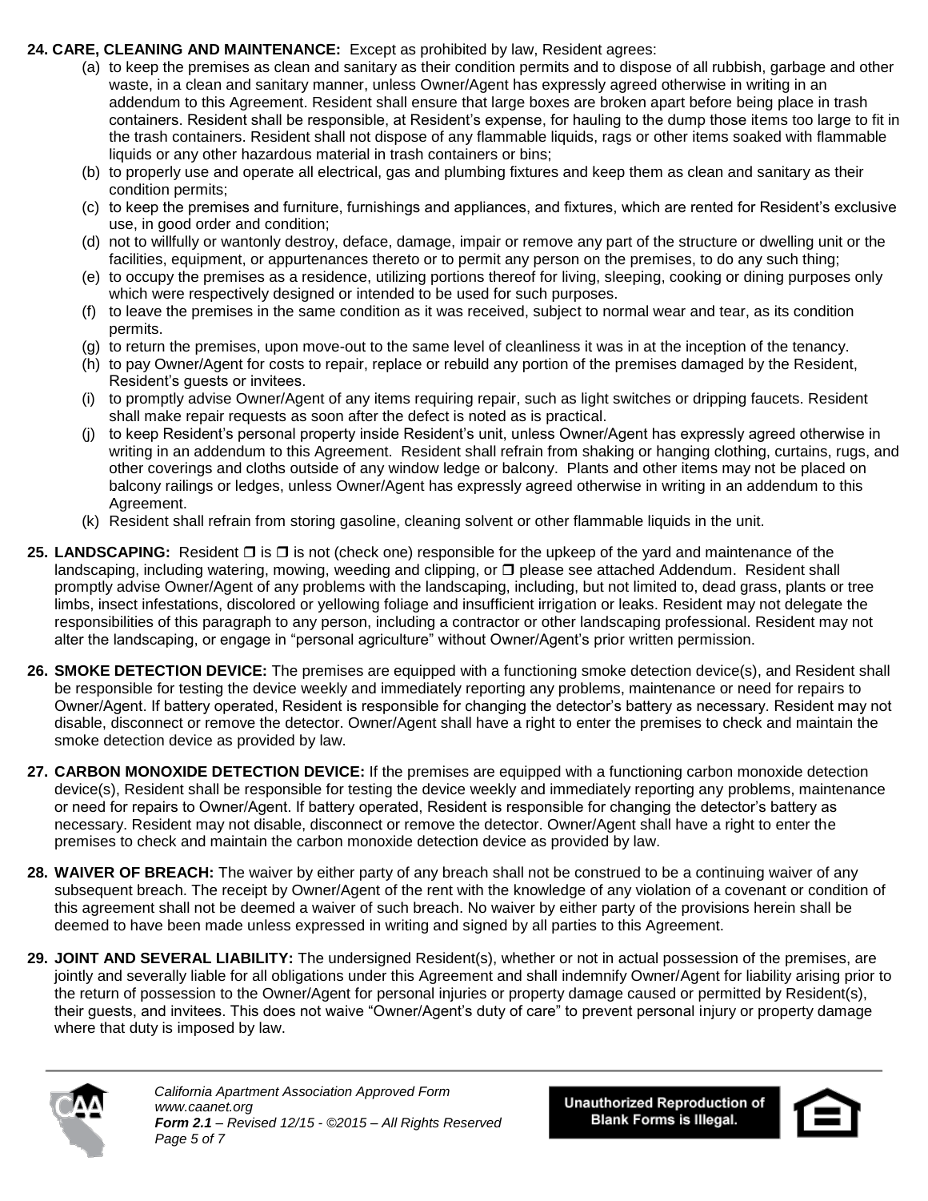**24. CARE, CLEANING AND MAINTENANCE:** Except as prohibited by law, Resident agrees:

(a) to keep the premises as clean and sanitary as their condition permits and to dispose of all rubbish, garbage and other waste, in a clean and sanitary manner, unless Owner/Agent has expressly agreed otherwise in writing in an addendum to this Agreement. Resident shall ensure that large boxes are broken apart before being place in trash containers. Resident shall be responsible, at Resident's expense, for hauling to the dump those items too large to fit in the trash containers. Resident shall not dispose of any flammable liquids, rags or other items soaked with flammable liquids or any other hazardous material in trash containers or bins;

(b) to properly use and operate all electrical, gas and plumbing fixtures and keep them as clean and sanitary as their condition permits;

(c) to keep the premises and furniture, furnishings and appliances, and fixtures, which are rented for Resident's exclusive use, in good order and condition;

(d) not to willfully or wantonly destroy, deface, damage, impair or remove any part of the structure or dwelling unit or the facilities, equipment, or appurtenances thereto or to permit any person on the premises, to do any such thing;

(e) to occupy the premises as a residence, utilizing portions thereof for living, sleeping, cooking or dining purposes only which were respectively designed or intended to be used for such purposes.

(f) to leave the premises in the same condition as it was received, subject to normal wear and tear, as its condition permits.

(g) to return the premises, upon move-out to the same level of cleanliness it was in at the inception of the tenancy.

(h) to pay Owner/Agent for costs to repair, replace or rebuild any portion of the premises damaged by the Resident, Resident's guests or invitees.

(i) to promptly advise Owner/Agent of any items requiring repair, such as light switches or dripping faucets. Resident shall make repair requests as soon after the defect is noted as is practical.

(j) to keep Resident's personal property inside Resident's unit, unless Owner/Agent has expressly agreed otherwise in writing in an addendum to this Agreement. Resident shall refrain from shaking or hanging clothing, curtains, rugs, and other coverings and cloths outside of any window ledge or balcony. Plants and other items may not be placed on balcony railings or ledges, unless Owner/Agent has expressly agreed otherwise in writing in an addendum to this Agreement.

(k) Resident shall refrain from storing gasoline, cleaning solvent or other flammable liquids in the unit.

**25. LANDSCAPING:** Resident ❐ is ❐ is not (check one) responsible for the upkeep of the yard and maintenance of the landscaping, including watering, mowing, weeding and clipping, or ❐ please see attached Addendum. Resident shall promptly advise Owner/Agent of any problems with the landscaping, including, but not limited to, dead grass, plants or tree limbs, insect infestations, discolored or yellowing foliage and insufficient irrigation or leaks. Resident may not delegate the responsibilities of this paragraph to any person, including a contractor or other landscaping professional. Resident may not alter the landscaping, or engage in "personal agriculture" without Owner/Agent's prior written permission.

**26. SMOKE DETECTION DEVICE:** The premises are equipped with a functioning smoke detection device(s), and Resident shall be responsible for testing the device weekly and immediately reporting any problems, maintenance or need for repairs to Owner/Agent. If battery operated, Resident is responsible for changing the detector's battery as necessary. Resident may not disable, disconnect or remove the detector. Owner/Agent shall have a right to enter the premises to check and maintain the smoke detection device as provided by law.

**27. CARBON MONOXIDE DETECTION DEVICE:** If the premises are equipped with a functioning carbon monoxide detection device(s), Resident shall be responsible for testing the device weekly and immediately reporting any problems, maintenance or need for repairs to Owner/Agent. If battery operated, Resident is responsible for changing the detector's battery as necessary. Resident may not disable, disconnect or remove the detector. Owner/Agent shall have a right to enter the premises to check and maintain the carbon monoxide detection device as provided by law.

**28. WAIVER OF BREACH:** The waiver by either party of any breach shall not be construed to be a continuing waiver of any subsequent breach. The receipt by Owner/Agent of the rent with the knowledge of any violation of a covenant or condition of this agreement shall not be deemed a waiver of such breach. No waiver by either party of the provisions herein shall be deemed to have been made unless expressed in writing and signed by all parties to this Agreement.

**29. JOINT AND SEVERAL LIABILITY:** The undersigned Resident(s), whether or not in actual possession of the premises, are jointly and severally liable for all obligations under this Agreement and shall indemnify Owner/Agent for liability arising prior to the return of possession to the Owner/Agent for personal injuries or property damage caused or permitted by Resident(s), their guests, and invitees. This does not waive "Owner/Agent's duty of care" to prevent personal injury or property damage where that duty is imposed by law.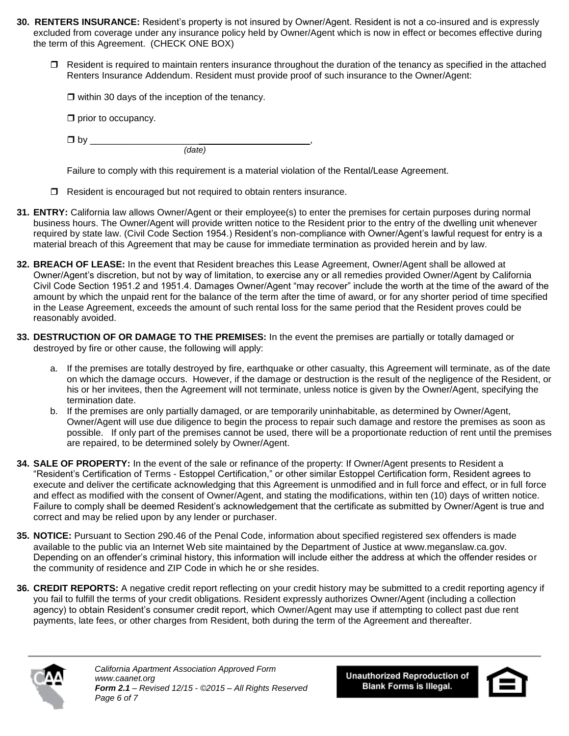**30. RENTERS INSURANCE:** Resident's property is not insured by Owner/Agent. Resident is not a co-insured and is expressly excluded from coverage under any insurance policy held by Owner/Agent which is now in effect or becomes effective during the term of this Agreement. (CHECK ONE BOX)

- ☐ Resident is required to maintain renters insurance throughout the duration of the tenancy as specified in the attached Renters Insurance Addendum. Resident must provide proof of such insurance to the Owner/Agent:

  ☐ within 30 days of the inception of the tenancy.

  ☐ prior to occupancy.

  ☐ by ________________________________________,
  *(date)*

  Failure to comply with this requirement is a material violation of the Rental/Lease Agreement.

- ☐ Resident is encouraged but not required to obtain renters insurance.

**31. ENTRY:** California law allows Owner/Agent or their employee(s) to enter the premises for certain purposes during normal business hours. The Owner/Agent will provide written notice to the Resident prior to the entry of the dwelling unit whenever required by state law. (Civil Code Section 1954.) Resident's non-compliance with Owner/Agent's lawful request for entry is a material breach of this Agreement that may be cause for immediate termination as provided herein and by law.

**32. BREACH OF LEASE:** In the event that Resident breaches this Lease Agreement, Owner/Agent shall be allowed at Owner/Agent's discretion, but not by way of limitation, to exercise any or all remedies provided Owner/Agent by California Civil Code Section 1951.2 and 1951.4. Damages Owner/Agent "may recover" include the worth at the time of the award of the amount by which the unpaid rent for the balance of the term after the time of award, or for any shorter period of time specified in the Lease Agreement, exceeds the amount of such rental loss for the same period that the Resident proves could be reasonably avoided.

**33. DESTRUCTION OF OR DAMAGE TO THE PREMISES:** In the event the premises are partially or totally damaged or destroyed by fire or other cause, the following will apply:

a. If the premises are totally destroyed by fire, earthquake or other casualty, this Agreement will terminate, as of the date on which the damage occurs. However, if the damage or destruction is the result of the negligence of the Resident, or his or her invitees, then the Agreement will not terminate, unless notice is given by the Owner/Agent, specifying the termination date.

b. If the premises are only partially damaged, or are temporarily uninhabitable, as determined by Owner/Agent, Owner/Agent will use due diligence to begin the process to repair such damage and restore the premises as soon as possible. If only part of the premises cannot be used, there will be a proportionate reduction of rent until the premises are repaired, to be determined solely by Owner/Agent.

**34. SALE OF PROPERTY:** In the event of the sale or refinance of the property: If Owner/Agent presents to Resident a "Resident's Certification of Terms - Estoppel Certification," or other similar Estoppel Certification form, Resident agrees to execute and deliver the certificate acknowledging that this Agreement is unmodified and in full force and effect, or in full force and effect as modified with the consent of Owner/Agent, and stating the modifications, within ten (10) days of written notice. Failure to comply shall be deemed Resident's acknowledgement that the certificate as submitted by Owner/Agent is true and correct and may be relied upon by any lender or purchaser.

**35. NOTICE:** Pursuant to Section 290.46 of the Penal Code, information about specified registered sex offenders is made available to the public via an Internet Web site maintained by the Department of Justice at www.meganslaw.ca.gov. Depending on an offender's criminal history, this information will include either the address at which the offender resides or the community of residence and ZIP Code in which he or she resides.

**36. CREDIT REPORTS:** A negative credit report reflecting on your credit history may be submitted to a credit reporting agency if you fail to fulfill the terms of your credit obligations. Resident expressly authorizes Owner/Agent (including a collection agency) to obtain Resident's consumer credit report, which Owner/Agent may use if attempting to collect past due rent payments, late fees, or other charges from Resident, both during the term of the Agreement and thereafter.

*California Apartment Association Approved Form*
*www.caanet.org*
***Form 2.1** – Revised 12/15 - ©2015 – All Rights Reserved*

**Unauthorized Reproduction of Blank Forms is Illegal.**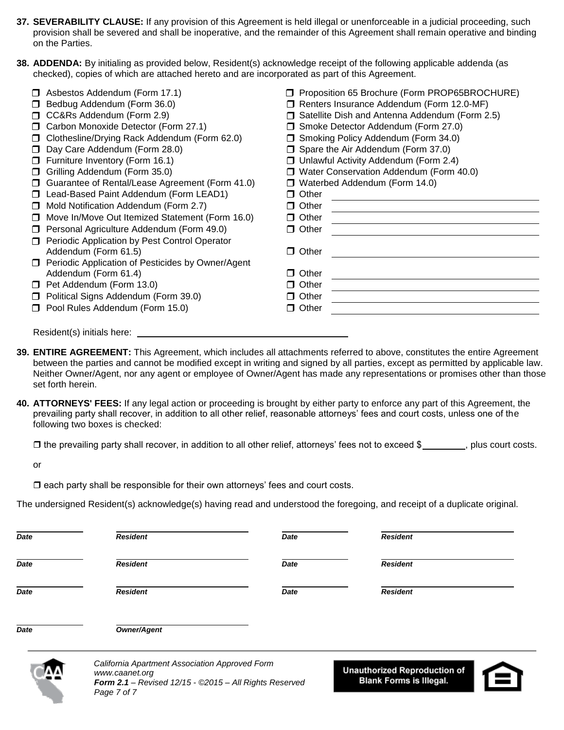**37. SEVERABILITY CLAUSE:** If any provision of this Agreement is held illegal or unenforceable in a judicial proceeding, such provision shall be severed and shall be inoperative, and the remainder of this Agreement shall remain operative and binding on the Parties.

**38. ADDENDA:** By initialing as provided below, Resident(s) acknowledge receipt of the following applicable addenda (as checked), copies of which are attached hereto and are incorporated as part of this Agreement.

- ❒ Asbestos Addendum (Form 17.1)
- ❒ Bedbug Addendum (Form 36.0)
- ❒ CC&Rs Addendum (Form 2.9)
- ❒ Carbon Monoxide Detector (Form 27.1)
- ❒ Clothesline/Drying Rack Addendum (Form 62.0)
- ❒ Day Care Addendum (Form 28.0)
- ❒ Furniture Inventory (Form 16.1)
- ❒ Grilling Addendum (Form 35.0)
- ❒ Guarantee of Rental/Lease Agreement (Form 41.0)
- ❒ Lead-Based Paint Addendum (Form LEAD1)
- ❒ Mold Notification Addendum (Form 2.7)
- ❒ Move In/Move Out Itemized Statement (Form 16.0)
- ❒ Personal Agriculture Addendum (Form 49.0)
- ❒ Periodic Application by Pest Control Operator Addendum (Form 61.5)
- ❒ Periodic Application of Pesticides by Owner/Agent Addendum (Form 61.4)
- ❒ Pet Addendum (Form 13.0)
- ❒ Political Signs Addendum (Form 39.0)
- ❒ Pool Rules Addendum (Form 15.0)
- ❒ Proposition 65 Brochure (Form PROP65BROCHURE)
- ❒ Renters Insurance Addendum (Form 12.0-MF)
- ❒ Satellite Dish and Antenna Addendum (Form 2.5)
- ❒ Smoke Detector Addendum (Form 27.0)
- ❒ Smoking Policy Addendum (Form 34.0)
- ❒ Spare the Air Addendum (Form 37.0)
- ❒ Unlawful Activity Addendum (Form 2.4)
- ❒ Water Conservation Addendum (Form 40.0)
- ❒ Waterbed Addendum (Form 14.0)
- ❒ Other ______________________
- ❒ Other ______________________
- ❒ Other ______________________
- ❒ Other ______________________
- ❒ Other ______________________
- ❒ Other ______________________
- ❒ Other ______________________
- ❒ Other ______________________
- ❒ Other ______________________

Resident(s) initials here: ______________________

**39. ENTIRE AGREEMENT:** This Agreement, which includes all attachments referred to above, constitutes the entire Agreement between the parties and cannot be modified except in writing and signed by all parties, except as permitted by applicable law. Neither Owner/Agent, nor any agent or employee of Owner/Agent has made any representations or promises other than those set forth herein.

**40. ATTORNEYS' FEES:** If any legal action or proceeding is brought by either party to enforce any part of this Agreement, the prevailing party shall recover, in addition to all other relief, reasonable attorneys' fees and court costs, unless one of the following two boxes is checked:

❒ the prevailing party shall recover, in addition to all other relief, attorneys' fees not to exceed $________, plus court costs.

or

❒ each party shall be responsible for their own attorneys' fees and court costs.

The undersigned Resident(s) acknowledge(s) having read and understood the foregoing, and receipt of a duplicate original.

| | | | |
|---|---|---|---|
| *Date* | *Resident* | *Date* | *Resident* |
| *Date* | *Resident* | *Date* | *Resident* |
| *Date* | *Resident* | *Date* | *Resident* |
| *Date* | *Owner/Agent* | | |

*California Apartment Association Approved Form*
*www.caanet.org*
***Form 2.1** – Revised 12/15 - ©2015 – All Rights Reserved*

**Unauthorized Reproduction of Blank Forms is Illegal.**